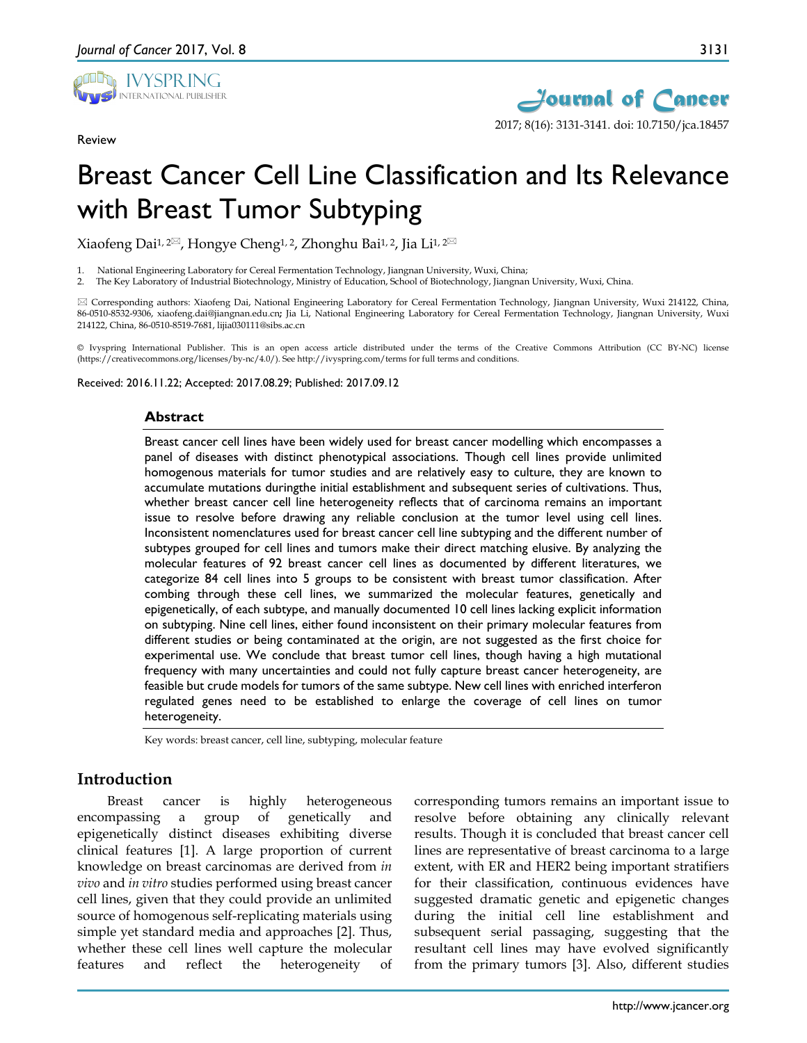Review

# Breast Cancer Cell Line Classification and Its Relevance with Breast Tumor Subtyping

Xiaofeng Dai[1, 2]✉, Hongye Cheng[1, 2], Zhonghu Bai[1, 2], Jia Li[1, 2]✉

1. National Engineering Laboratory for Cereal Fermentation Technology, Jiangnan University, Wuxi, China;
2. The Key Laboratory of Industrial Biotechnology, Ministry of Education, School of Biotechnology, Jiangnan University, Wuxi, China.

✉ Corresponding authors: Xiaofeng Dai, National Engineering Laboratory for Cereal Fermentation Technology, Jiangnan University, Wuxi 214122, China, 86-0510-8532-9306, xiaofeng.dai@jiangnan.edu.cn; Jia Li, National Engineering Laboratory for Cereal Fermentation Technology, Jiangnan University, Wuxi 214122, China, 86-0510-8519-7681, lijia030111@sibs.ac.cn

© Ivyspring International Publisher. This is an open access article distributed under the terms of the Creative Commons Attribution (CC BY-NC) license (https://creativecommons.org/licenses/by-nc/4.0/). See http://ivyspring.com/terms for full terms and conditions.

Received: 2016.11.22; Accepted: 2017.08.29; Published: 2017.09.12

## Abstract

Breast cancer cell lines have been widely used for breast cancer modelling which encompasses a panel of diseases with distinct phenotypical associations. Though cell lines provide unlimited homogenous materials for tumor studies and are relatively easy to culture, they are known to accumulate mutations duringthe initial establishment and subsequent series of cultivations. Thus, whether breast cancer cell line heterogeneity reflects that of carcinoma remains an important issue to resolve before drawing any reliable conclusion at the tumor level using cell lines. Inconsistent nomenclatures used for breast cancer cell line subtyping and the different number of subtypes grouped for cell lines and tumors make their direct matching elusive. By analyzing the molecular features of 92 breast cancer cell lines as documented by different literatures, we categorize 84 cell lines into 5 groups to be consistent with breast tumor classification. After combing through these cell lines, we summarized the molecular features, genetically and epigenetically, of each subtype, and manually documented 10 cell lines lacking explicit information on subtyping. Nine cell lines, either found inconsistent on their primary molecular features from different studies or being contaminated at the origin, are not suggested as the first choice for experimental use. We conclude that breast tumor cell lines, though having a high mutational frequency with many uncertainties and could not fully capture breast cancer heterogeneity, are feasible but crude models for tumors of the same subtype. New cell lines with enriched interferon regulated genes need to be established to enlarge the coverage of cell lines on tumor heterogeneity.

Key words: breast cancer, cell line, subtyping, molecular feature

## Introduction

Breast cancer is highly heterogeneous encompassing a group of genetically and epigenetically distinct diseases exhibiting diverse clinical features [1]. A large proportion of current knowledge on breast carcinomas are derived from *in vivo* and *in vitro* studies performed using breast cancer cell lines, given that they could provide an unlimited source of homogenous self-replicating materials using simple yet standard media and approaches [2]. Thus, whether these cell lines well capture the molecular features and reflect the heterogeneity of corresponding tumors remains an important issue to resolve before obtaining any clinically relevant results. Though it is concluded that breast cancer cell lines are representative of breast carcinoma to a large extent, with ER and HER2 being important stratifiers for their classification, continuous evidences have suggested dramatic genetic and epigenetic changes during the initial cell line establishment and subsequent serial passaging, suggesting that the resultant cell lines may have evolved significantly from the primary tumors [3]. Also, different studies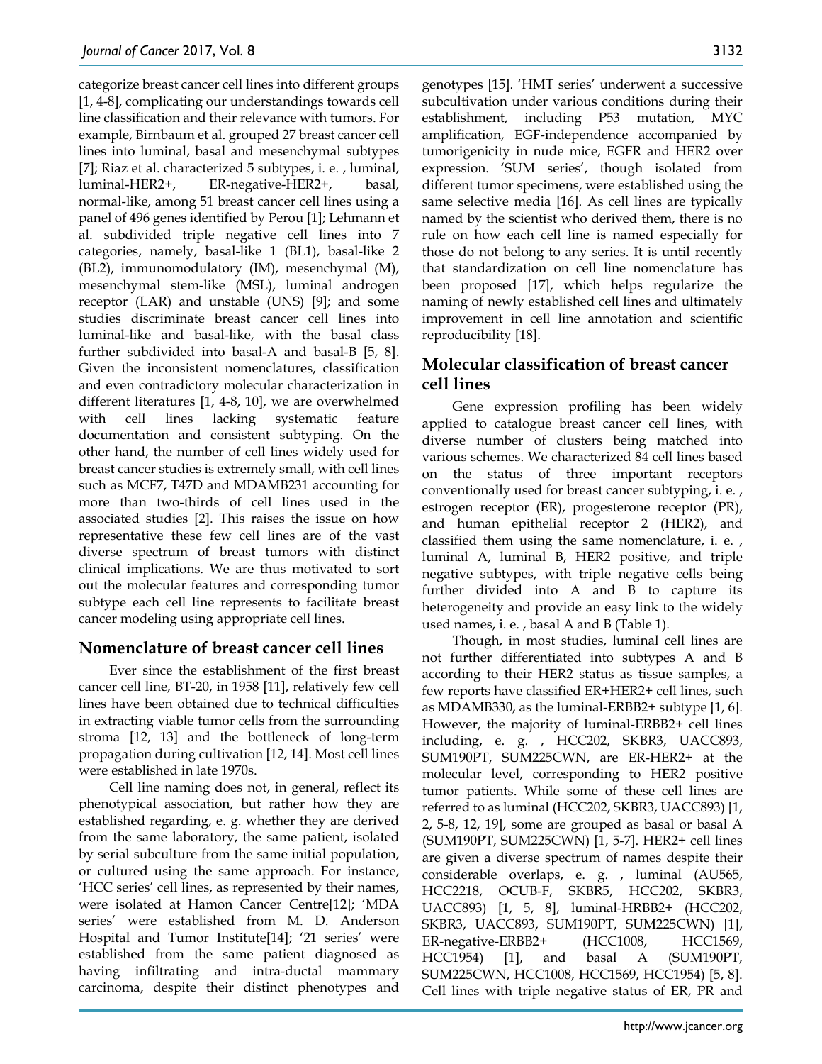categorize breast cancer cell lines into different groups [1, 4-8], complicating our understandings towards cell line classification and their relevance with tumors. For example, Birnbaum et al. grouped 27 breast cancer cell lines into luminal, basal and mesenchymal subtypes [7]; Riaz et al. characterized 5 subtypes, i. e. , luminal, luminal-HER2+, ER-negative-HER2+, basal, normal-like, among 51 breast cancer cell lines using a panel of 496 genes identified by Perou [1]; Lehmann et al. subdivided triple negative cell lines into 7 categories, namely, basal-like 1 (BL1), basal-like 2 (BL2), immunomodulatory (IM), mesenchymal (M), mesenchymal stem-like (MSL), luminal androgen receptor (LAR) and unstable (UNS) [9]; and some studies discriminate breast cancer cell lines into luminal-like and basal-like, with the basal class further subdivided into basal-A and basal-B [5, 8]. Given the inconsistent nomenclatures, classification and even contradictory molecular characterization in different literatures [1, 4-8, 10], we are overwhelmed with cell lines lacking systematic feature documentation and consistent subtyping. On the other hand, the number of cell lines widely used for breast cancer studies is extremely small, with cell lines such as MCF7, T47D and MDAMB231 accounting for more than two-thirds of cell lines used in the associated studies [2]. This raises the issue on how representative these few cell lines are of the vast diverse spectrum of breast tumors with distinct clinical implications. We are thus motivated to sort out the molecular features and corresponding tumor subtype each cell line represents to facilitate breast cancer modeling using appropriate cell lines.

## Nomenclature of breast cancer cell lines

Ever since the establishment of the first breast cancer cell line, BT-20, in 1958 [11], relatively few cell lines have been obtained due to technical difficulties in extracting viable tumor cells from the surrounding stroma [12, 13] and the bottleneck of long-term propagation during cultivation [12, 14]. Most cell lines were established in late 1970s.

Cell line naming does not, in general, reflect its phenotypical association, but rather how they are established regarding, e. g. whether they are derived from the same laboratory, the same patient, isolated by serial subculture from the same initial population, or cultured using the same approach. For instance, 'HCC series' cell lines, as represented by their names, were isolated at Hamon Cancer Centre[12]; 'MDA series' were established from M. D. Anderson Hospital and Tumor Institute[14]; '21 series' were established from the same patient diagnosed as having infiltrating and intra-ductal mammary carcinoma, despite their distinct phenotypes and genotypes [15]. 'HMT series' underwent a successive subcultivation under various conditions during their establishment, including P53 mutation, MYC amplification, EGF-independence accompanied by tumorigenicity in nude mice, EGFR and HER2 over expression. 'SUM series', though isolated from different tumor specimens, were established using the same selective media [16]. As cell lines are typically named by the scientist who derived them, there is no rule on how each cell line is named especially for those do not belong to any series. It is until recently that standardization on cell line nomenclature has been proposed [17], which helps regularize the naming of newly established cell lines and ultimately improvement in cell line annotation and scientific reproducibility [18].

## Molecular classification of breast cancer cell lines

Gene expression profiling has been widely applied to catalogue breast cancer cell lines, with diverse number of clusters being matched into various schemes. We characterized 84 cell lines based on the status of three important receptors conventionally used for breast cancer subtyping, i. e. , estrogen receptor (ER), progesterone receptor (PR), and human epithelial receptor 2 (HER2), and classified them using the same nomenclature, i. e. , luminal A, luminal B, HER2 positive, and triple negative subtypes, with triple negative cells being further divided into A and B to capture its heterogeneity and provide an easy link to the widely used names, i. e. , basal A and B (Table 1).

Though, in most studies, luminal cell lines are not further differentiated into subtypes A and B according to their HER2 status as tissue samples, a few reports have classified ER+HER2+ cell lines, such as MDAMB330, as the luminal-ERBB2+ subtype [1, 6]. However, the majority of luminal-ERBB2+ cell lines including, e. g. , HCC202, SKBR3, UACC893, SUM190PT, SUM225CWN, are ER-HER2+ at the molecular level, corresponding to HER2 positive tumor patients. While some of these cell lines are referred to as luminal (HCC202, SKBR3, UACC893) [1, 2, 5-8, 12, 19], some are grouped as basal or basal A (SUM190PT, SUM225CWN) [1, 5-7]. HER2+ cell lines are given a diverse spectrum of names despite their considerable overlaps, e. g. , luminal (AU565, HCC2218, OCUB-F, SKBR5, HCC202, SKBR3, UACC893) [1, 5, 8], luminal-HRBB2+ (HCC202, SKBR3, UACC893, SUM190PT, SUM225CWN) [1], ER-negative-ERBB2+ (HCC1008, HCC1569, HCC1954) [1], and basal A (SUM190PT, SUM225CWN, HCC1008, HCC1569, HCC1954) [5, 8]. Cell lines with triple negative status of ER, PR and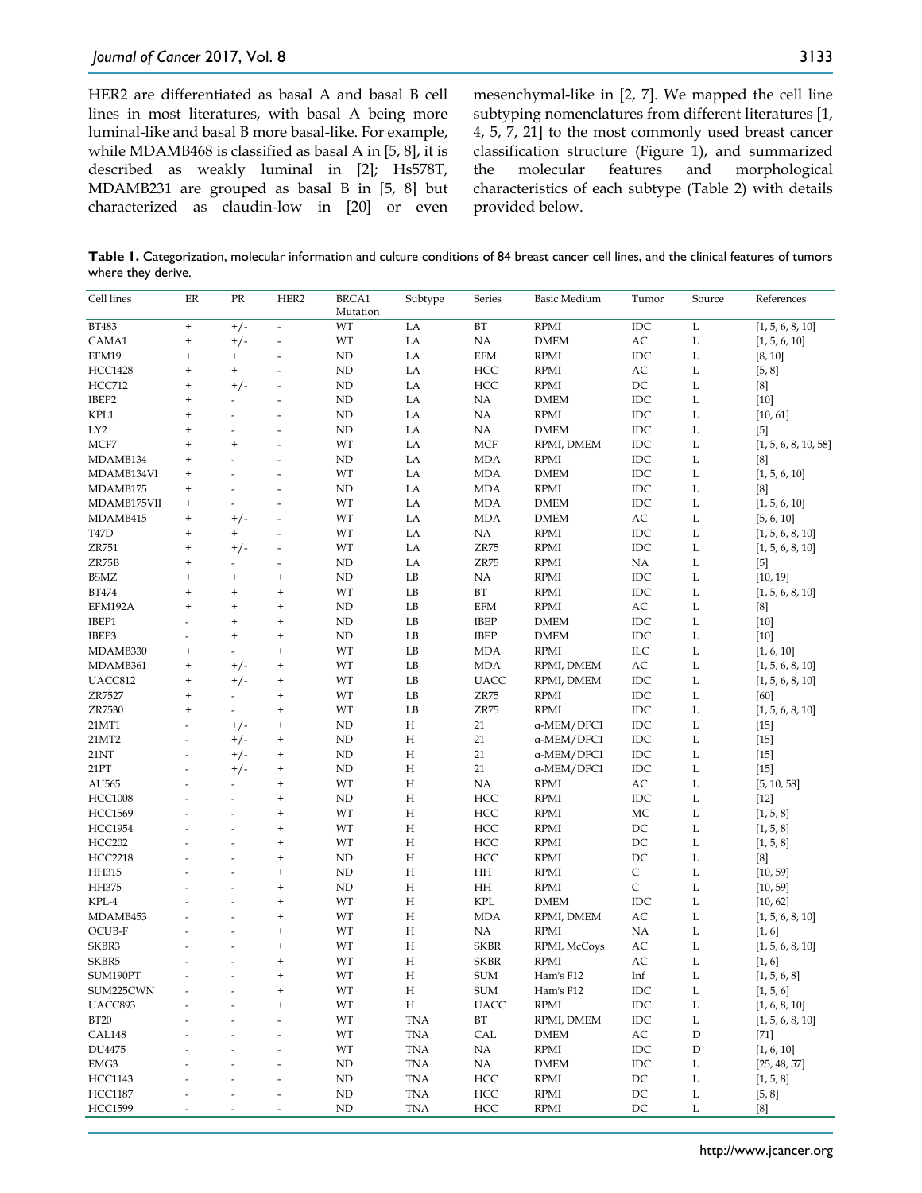HER2 are differentiated as basal A and basal B cell lines in most literatures, with basal A being more luminal-like and basal B more basal-like. For example, while MDAMB468 is classified as basal A in [5, 8], it is described as weakly luminal in [2]; Hs578T, MDAMB231 are grouped as basal B in [5, 8] but characterized as claudin-low in [20] or even mesenchymal-like in [2, 7]. We mapped the cell line subtyping nomenclatures from different literatures [1, 4, 5, 7, 21] to the most commonly used breast cancer classification structure (Figure 1), and summarized the molecular features and morphological characteristics of each subtype (Table 2) with details provided below.

**Table 1.** Categorization, molecular information and culture conditions of 84 breast cancer cell lines, and the clinical features of tumors where they derive.

| Cell lines | ER | PR | HER2 | BRCA1 Mutation | Subtype | Series | Basic Medium | Tumor | Source | References |
|---|---|---|---|---|---|---|---|---|---|---|
| BT483 | + | +/- | - | WT | LA | BT | RPMI | IDC | L | [1, 5, 6, 8, 10] |
| CAMA1 | + | +/- | - | WT | LA | NA | DMEM | AC | L | [1, 5, 6, 10] |
| EFM19 | + | + | - | ND | LA | EFM | RPMI | IDC | L | [8, 10] |
| HCC1428 | + | + | - | ND | LA | HCC | RPMI | AC | L | [5, 8] |
| HCC712 | + | +/- | - | ND | LA | HCC | RPMI | DC | L | [8] |
| IBEP2 | + | - | - | ND | LA | NA | DMEM | IDC | L | [10] |
| KPL1 | + | - | - | ND | LA | NA | RPMI | IDC | L | [10, 61] |
| LY2 | + | - | - | ND | LA | NA | DMEM | IDC | L | [5] |
| MCF7 | + | + | - | WT | LA | MCF | RPMI, DMEM | IDC | L | [1, 5, 6, 8, 10, 58] |
| MDAMB134 | + | - | - | ND | LA | MDA | RPMI | IDC | L | [8] |
| MDAMB134VI | + | - | - | WT | LA | MDA | DMEM | IDC | L | [1, 5, 6, 10] |
| MDAMB175 | + | - | - | ND | LA | MDA | RPMI | IDC | L | [8] |
| MDAMB175VII | + | - | - | WT | LA | MDA | DMEM | IDC | L | [1, 5, 6, 10] |
| MDAMB415 | + | +/- | - | WT | LA | MDA | DMEM | AC | L | [5, 6, 10] |
| T47D | + | + | - | WT | LA | NA | RPMI | IDC | L | [1, 5, 6, 8, 10] |
| ZR751 | + | +/- | - | WT | LA | ZR75 | RPMI | IDC | L | [1, 5, 6, 8, 10] |
| ZR75B | + | - | - | ND | LA | ZR75 | RPMI | NA | L | [5] |
| BSMZ | + | + | + | ND | LB | NA | RPMI | IDC | L | [10, 19] |
| BT474 | + | + | + | WT | LB | BT | RPMI | IDC | L | [1, 5, 6, 8, 10] |
| EFM192A | + | + | + | ND | LB | EFM | RPMI | AC | L | [8] |
| IBEP1 | - | + | + | ND | LB | IBEP | DMEM | IDC | L | [10] |
| IBEP3 | - | + | + | ND | LB | IBEP | DMEM | IDC | L | [10] |
| MDAMB330 | + | - | + | WT | LB | MDA | RPMI | ILC | L | [1, 6, 10] |
| MDAMB361 | + | +/- | + | WT | LB | MDA | RPMI, DMEM | AC | L | [1, 5, 6, 8, 10] |
| UACC812 | + | +/- | + | WT | LB | UACC | RPMI, DMEM | IDC | L | [1, 5, 6, 8, 10] |
| ZR7527 | + | - | + | WT | LB | ZR75 | RPMI | IDC | L | [60] |
| ZR7530 | + | - | + | WT | LB | ZR75 | RPMI | IDC | L | [1, 5, 6, 8, 10] |
| 21MT1 | - | +/- | + | ND | H | 21 | α-MEM/DFC1 | IDC | L | [15] |
| 21MT2 | - | +/- | + | ND | H | 21 | α-MEM/DFC1 | IDC | L | [15] |
| 21NT | - | +/- | + | ND | H | 21 | α-MEM/DFC1 | IDC | L | [15] |
| 21PT | - | +/- | + | ND | H | 21 | α-MEM/DFC1 | IDC | L | [15] |
| AU565 | - | - | + | WT | H | NA | RPMI | AC | L | [5, 10, 58] |
| HCC1008 | - | - | + | ND | H | HCC | RPMI | IDC | L | [12] |
| HCC1569 | - | - | + | WT | H | HCC | RPMI | MC | L | [1, 5, 8] |
| HCC1954 | - | - | + | WT | H | HCC | RPMI | DC | L | [1, 5, 8] |
| HCC202 | - | - | + | WT | H | HCC | RPMI | DC | L | [1, 5, 8] |
| HCC2218 | - | - | + | ND | H | HCC | RPMI | DC | L | [8] |
| HH315 | - | - | + | ND | H | HH | RPMI | C | L | [10, 59] |
| HH375 | - | - | + | ND | H | HH | RPMI | C | L | [10, 59] |
| KPL-4 | - | - | + | WT | H | KPL | DMEM | IDC | L | [10, 62] |
| MDAMB453 | - | - | + | WT | H | MDA | RPMI, DMEM | AC | L | [1, 5, 6, 8, 10] |
| OCUB-F | - | - | + | WT | H | NA | RPMI | NA | L | [1, 6] |
| SKBR3 | - | - | + | WT | H | SKBR | RPMI, McCoys | AC | L | [1, 5, 6, 8, 10] |
| SKBR5 | - | - | + | WT | H | SKBR | RPMI | AC | L | [1, 6] |
| SUM190PT | - | - | + | WT | H | SUM | Ham's F12 | Inf | L | [1, 5, 6, 8] |
| SUM225CWN | - | - | + | WT | H | SUM | Ham's F12 | IDC | L | [1, 5, 6] |
| UACC893 | - | - | + | WT | H | UACC | RPMI | IDC | L | [1, 6, 8, 10] |
| BT20 | - | - | - | WT | TNA | BT | RPMI, DMEM | IDC | L | [1, 5, 6, 8, 10] |
| CAL148 | - | - | - | WT | TNA | CAL | DMEM | AC | D | [71] |
| DU4475 | - | - | - | WT | TNA | NA | RPMI | IDC | D | [1, 6, 10] |
| EMG3 | - | - | - | ND | TNA | NA | DMEM | IDC | L | [25, 48, 57] |
| HCC1143 | - | - | - | ND | TNA | HCC | RPMI | DC | L | [1, 5, 8] |
| HCC1187 | - | - | - | ND | TNA | HCC | RPMI | DC | L | [5, 8] |
| HCC1599 | - | - | - | ND | TNA | HCC | RPMI | DC | L | [8] |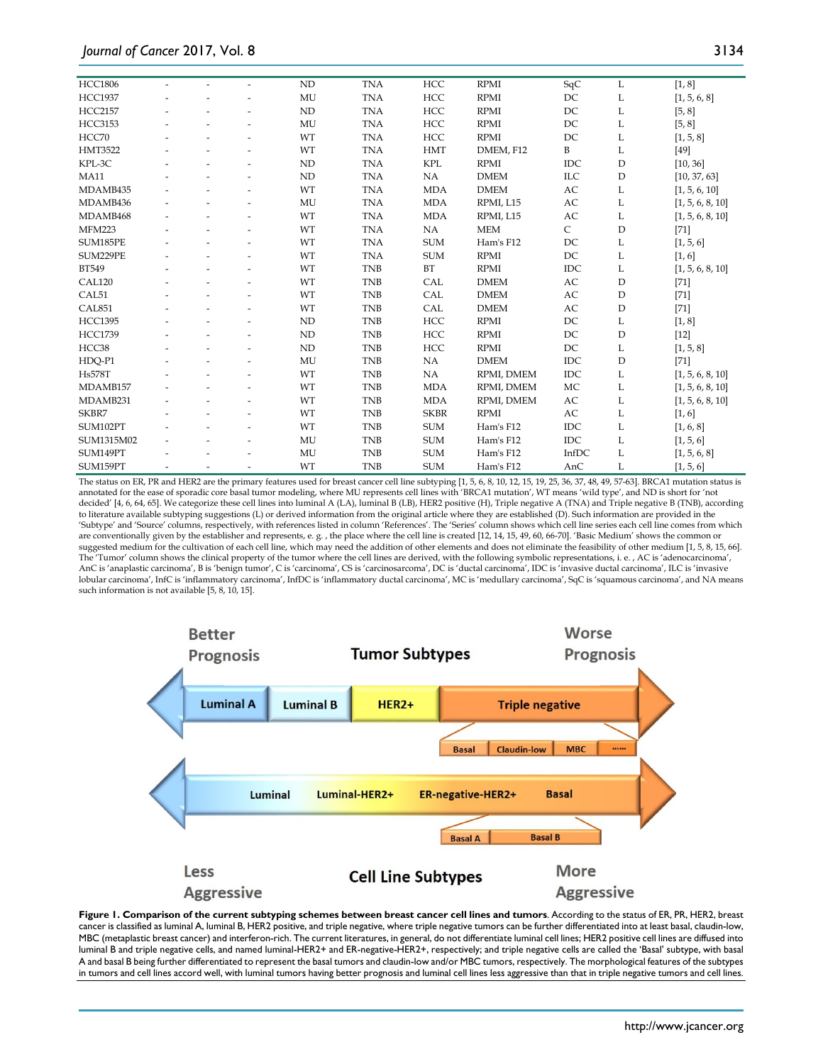| | | | | | | | | | | |
|---|---|---|---|---|---|---|---|---|---|---|
| HCC1806 | - | - | - | ND | TNA | HCC | RPMI | SqC | L | [1, 8] |
| HCC1937 | - | - | - | MU | TNA | HCC | RPMI | DC | L | [1, 5, 6, 8] |
| HCC2157 | - | - | - | ND | TNA | HCC | RPMI | DC | L | [5, 8] |
| HCC3153 | - | - | - | MU | TNA | HCC | RPMI | DC | L | [5, 8] |
| HCC70 | - | - | - | WT | TNA | HCC | RPMI | DC | L | [1, 5, 8] |
| HMT3522 | - | - | - | WT | TNA | HMT | DMEM, F12 | B | L | [49] |
| KPL-3C | - | - | - | ND | TNA | KPL | RPMI | IDC | D | [10, 36] |
| MA11 | - | - | - | ND | TNA | NA | DMEM | ILC | D | [10, 37, 63] |
| MDAMB435 | - | - | - | WT | TNA | MDA | DMEM | AC | L | [1, 5, 6, 10] |
| MDAMB436 | - | - | - | MU | TNA | MDA | RPMI, L15 | AC | L | [1, 5, 6, 8, 10] |
| MDAMB468 | - | - | - | WT | TNA | MDA | RPMI, L15 | AC | L | [1, 5, 6, 8, 10] |
| MFM223 | - | - | - | WT | TNA | NA | MEM | C | D | [71] |
| SUM185PE | - | - | - | WT | TNA | SUM | Ham's F12 | DC | L | [1, 5, 6] |
| SUM229PE | - | - | - | WT | TNA | SUM | RPMI | DC | L | [1, 6] |
| BT549 | - | - | - | WT | TNB | BT | RPMI | IDC | L | [1, 5, 6, 8, 10] |
| CAL120 | - | - | - | WT | TNB | CAL | DMEM | AC | D | [71] |
| CAL51 | - | - | - | WT | TNB | CAL | DMEM | AC | D | [71] |
| CAL851 | - | - | - | WT | TNB | CAL | DMEM | AC | D | [71] |
| HCC1395 | - | - | - | ND | TNB | HCC | RPMI | DC | L | [1, 8] |
| HCC1739 | - | - | - | ND | TNB | HCC | RPMI | DC | D | [12] |
| HCC38 | - | - | - | ND | TNB | HCC | RPMI | DC | L | [1, 5, 8] |
| HDQ-P1 | - | - | - | MU | TNB | NA | DMEM | IDC | D | [71] |
| Hs578T | - | - | - | WT | TNB | NA | RPMI, DMEM | IDC | L | [1, 5, 6, 8, 10] |
| MDAMB157 | - | - | - | WT | TNB | MDA | RPMI, DMEM | MC | L | [1, 5, 6, 8, 10] |
| MDAMB231 | - | - | - | WT | TNB | MDA | RPMI, DMEM | AC | L | [1, 5, 6, 8, 10] |
| SKBR7 | - | - | - | WT | TNB | SKBR | RPMI | AC | L | [1, 6] |
| SUM102PT | - | - | - | WT | TNB | SUM | Ham's F12 | IDC | L | [1, 6, 8] |
| SUM1315M02 | - | - | - | MU | TNB | SUM | Ham's F12 | IDC | L | [1, 5, 6] |
| SUM149PT | - | - | - | MU | TNB | SUM | Ham's F12 | InfDC | L | [1, 5, 6, 8] |
| SUM159PT | - | - | - | WT | TNB | SUM | Ham's F12 | AnC | L | [1, 5, 6] |

The status on ER, PR and HER2 are the primary features used for breast cancer cell line subtyping [1, 5, 6, 8, 10, 12, 15, 19, 25, 36, 37, 48, 49, 57-63]. BRCA1 mutation status is annotated for the ease of sporadic core basal tumor modeling, where MU represents cell lines with 'BRCA1 mutation', WT means 'wild type', and ND is short for 'not decided' [4, 6, 64, 65]. We categorize these cell lines into luminal A (LA), luminal B (LB), HER2 positive (H), Triple negative A (TNA) and Triple negative B (TNB), according to literature available subtyping suggestions (L) or derived information from the original article where they are established (D). Such information are provided in the 'Subtype' and 'Source' columns, respectively, with references listed in column 'References'. The 'Series' column shows which cell line series each cell line comes from which are conventionally given by the establisher and represents, e. g. , the place where the cell line is created [12, 14, 15, 49, 60, 66-70]. 'Basic Medium' shows the common or suggested medium for the cultivation of each cell line, which may need the addition of other elements and does not eliminate the feasibility of other medium [1, 5, 8, 15, 66]. The 'Tumor' column shows the clinical property of the tumor where the cell lines are derived, with the following symbolic representations, i. e. , AC is 'adenocarcinoma', AnC is 'anaplastic carcinoma', B is 'benign tumor', C is 'carcinoma', CS is 'carcinosarcoma', DC is 'ductal carcinoma', IDC is 'invasive ductal carcinoma', ILC is 'invasive lobular carcinoma', InfC is 'inflammatory carcinoma', InfDC is 'inflammatory ductal carcinoma', MC is 'medullary carcinoma', SqC is 'squamous carcinoma', and NA means such information is not available [5, 8, 10, 15].

**Figure 1. Comparison of the current subtyping schemes between breast cancer cell lines and tumors**. According to the status of ER, PR, HER2, breast cancer is classified as luminal A, luminal B, HER2 positive, and triple negative, where triple negative tumors can be further differentiated into at least basal, claudin-low, MBC (metaplastic breast cancer) and interferon-rich. The current literatures, in general, do not differentiate luminal cell lines; HER2 positive cell lines are diffused into luminal B and triple negative cells, and named luminal-HER2+ and ER-negative-HER2+, respectively; and triple negative cells are called the 'Basal' subtype, with basal A and basal B being further differentiated to represent the basal tumors and claudin-low and/or MBC tumors, respectively. The morphological features of the subtypes in tumors and cell lines accord well, with luminal tumors having better prognosis and luminal cell lines less aggressive than that in triple negative tumors and cell lines.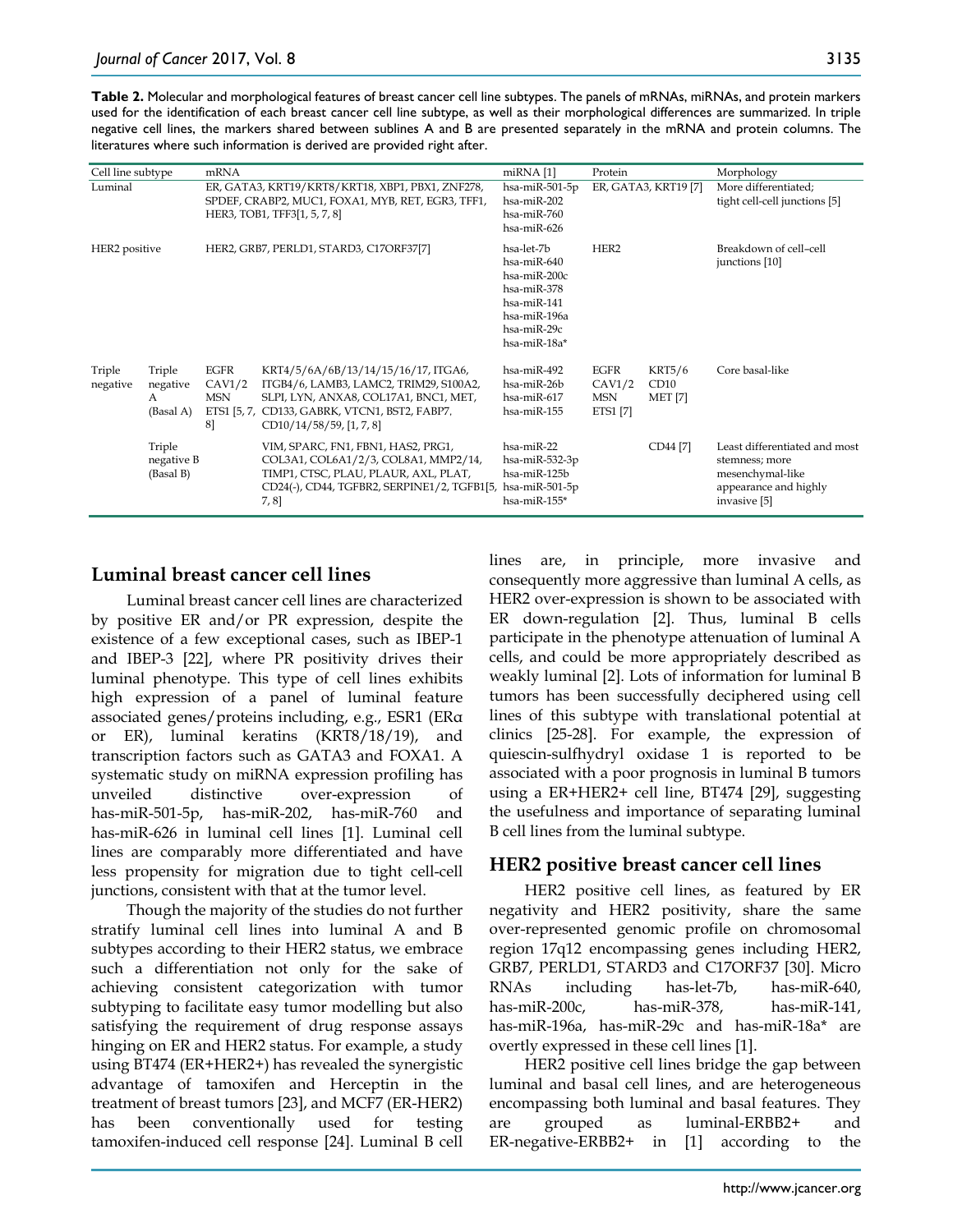**Table 2.** Molecular and morphological features of breast cancer cell line subtypes. The panels of mRNAs, miRNAs, and protein markers used for the identification of each breast cancer cell line subtype, as well as their morphological differences are summarized. In triple negative cell lines, the markers shared between sublines A and B are presented separately in the mRNA and protein columns. The literatures where such information is derived are provided right after.

| Cell line subtype | | mRNA | | miRNA [1] | Protein | | Morphology |
|---|---|---|---|---|---|---|---|
| Luminal | | ER, GATA3, KRT19/KRT8/KRT18, XBP1, PBX1, ZNF278, SPDEF, CRABP2, MUC1, FOXA1, MYB, RET, EGR3, TFF1, HER3, TOB1, TFF3[1, 5, 7, 8] | | hsa-miR-501-5p hsa-miR-202 hsa-miR-760 hsa-miR-626 | ER, GATA3, KRT19 [7] | | More differentiated; tight cell-cell junctions [5] |
| HER2 positive | | HER2, GRB7, PERLD1, STARD3, C17ORF37[7] | | hsa-let-7b hsa-miR-640 hsa-miR-200c hsa-miR-378 hsa-miR-141 hsa-miR-196a hsa-miR-29c hsa-miR-18a* | HER2 | | Breakdown of cell–cell junctions [10] |
| Triple negative | Triple negative A (Basal A) | EGFR CAV1/2 MSN ETS1 [5, 7, 8] | KRT4/5/6A/6B/13/14/15/16/17, ITGA6, ITGB4/6, LAMB3, LAMC2, TRIM29, S100A2, SLPI, LYN, ANXA8, COL17A1, BNC1, MET, CD133, GABRK, VTCN1, BST2, FABP7, CD10/14/58/59, [1, 7, 8] | hsa-miR-492 hsa-miR-26b hsa-miR-617 hsa-miR-155 | EGFR CAV1/2 MSN ETS1 [7] | KRT5/6 CD10 MET [7] | Core basal-like |
| | Triple negative B (Basal B) | | VIM, SPARC, FN1, FBN1, HAS2, PRG1, COL3A1, COL6A1/2/3, COL8A1, MMP2/14, TIMP1, CTSC, PLAU, PLAUR, AXL, PLAT, CD24(-), CD44, TGFBR2, SERPINE1/2, TGFB1[5, 7, 8] | hsa-miR-22 hsa-miR-532-3p hsa-miR-125b hsa-miR-501-5p hsa-miR-155* | | CD44 [7] | Least differentiated and most stemness; more mesenchymal-like appearance and highly invasive [5] |

## Luminal breast cancer cell lines

Luminal breast cancer cell lines are characterized by positive ER and/or PR expression, despite the existence of a few exceptional cases, such as IBEP-1 and IBEP-3 [22], where PR positivity drives their luminal phenotype. This type of cell lines exhibits high expression of a panel of luminal feature associated genes/proteins including, e.g., ESR1 (ERα or ER), luminal keratins (KRT8/18/19), and transcription factors such as GATA3 and FOXA1. A systematic study on miRNA expression profiling has unveiled distinctive over-expression of has-miR-501-5p, has-miR-202, has-miR-760 and has-miR-626 in luminal cell lines [1]. Luminal cell lines are comparably more differentiated and have less propensity for migration due to tight cell-cell junctions, consistent with that at the tumor level.

Though the majority of the studies do not further stratify luminal cell lines into luminal A and B subtypes according to their HER2 status, we embrace such a differentiation not only for the sake of achieving consistent categorization with tumor subtyping to facilitate easy tumor modelling but also satisfying the requirement of drug response assays hinging on ER and HER2 status. For example, a study using BT474 (ER+HER2+) has revealed the synergistic advantage of tamoxifen and Herceptin in the treatment of breast tumors [23], and MCF7 (ER-HER2) has been conventionally used for testing tamoxifen-induced cell response [24]. Luminal B cell lines are, in principle, more invasive and consequently more aggressive than luminal A cells, as HER2 over-expression is shown to be associated with ER down-regulation [2]. Thus, luminal B cells participate in the phenotype attenuation of luminal A cells, and could be more appropriately described as weakly luminal [2]. Lots of information for luminal B tumors has been successfully deciphered using cell lines of this subtype with translational potential at clinics [25-28]. For example, the expression of quiescin-sulfhydryl oxidase 1 is reported to be associated with a poor prognosis in luminal B tumors using a ER+HER2+ cell line, BT474 [29], suggesting the usefulness and importance of separating luminal B cell lines from the luminal subtype.

## HER2 positive breast cancer cell lines

HER2 positive cell lines, as featured by ER negativity and HER2 positivity, share the same over-represented genomic profile on chromosomal region 17q12 encompassing genes including HER2, GRB7, PERLD1, STARD3 and C17ORF37 [30]. Micro RNAs including has-let-7b, has-miR-640, has-miR-200c, has-miR-378, has-miR-141, has-miR-196a, has-miR-29c and has-miR-18a* are overtly expressed in these cell lines [1].

HER2 positive cell lines bridge the gap between luminal and basal cell lines, and are heterogeneous encompassing both luminal and basal features. They are grouped as luminal-ERBB2+ and ER-negative-ERBB2+ in [1] according to the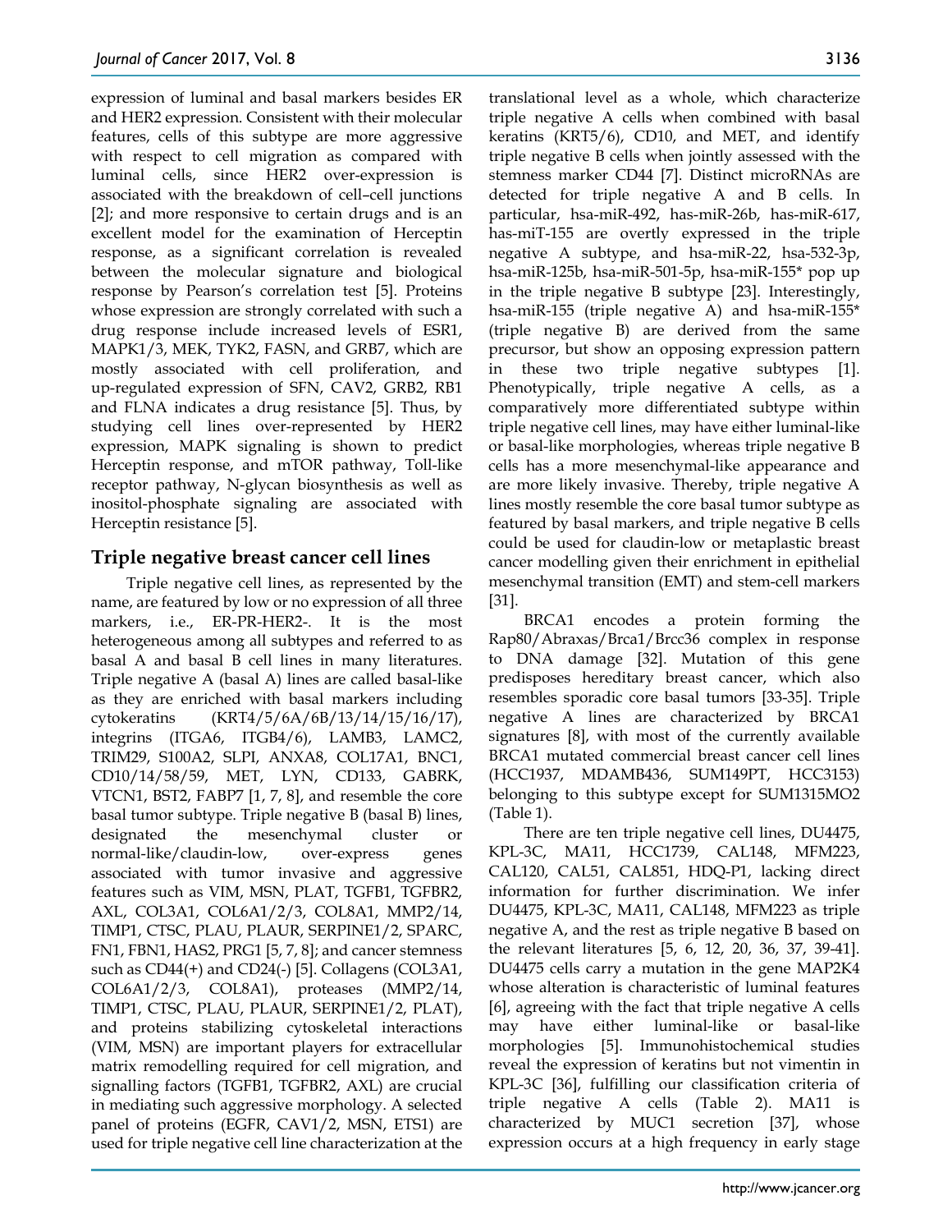expression of luminal and basal markers besides ER and HER2 expression. Consistent with their molecular features, cells of this subtype are more aggressive with respect to cell migration as compared with luminal cells, since HER2 over-expression is associated with the breakdown of cell–cell junctions [2]; and more responsive to certain drugs and is an excellent model for the examination of Herceptin response, as a significant correlation is revealed between the molecular signature and biological response by Pearson's correlation test [5]. Proteins whose expression are strongly correlated with such a drug response include increased levels of ESR1, MAPK1/3, MEK, TYK2, FASN, and GRB7, which are mostly associated with cell proliferation, and up-regulated expression of SFN, CAV2, GRB2, RB1 and FLNA indicates a drug resistance [5]. Thus, by studying cell lines over-represented by HER2 expression, MAPK signaling is shown to predict Herceptin response, and mTOR pathway, Toll-like receptor pathway, N-glycan biosynthesis as well as inositol-phosphate signaling are associated with Herceptin resistance [5].

## Triple negative breast cancer cell lines

Triple negative cell lines, as represented by the name, are featured by low or no expression of all three markers, i.e., ER-PR-HER2-. It is the most heterogeneous among all subtypes and referred to as basal A and basal B cell lines in many literatures. Triple negative A (basal A) lines are called basal-like as they are enriched with basal markers including cytokeratins (KRT4/5/6A/6B/13/14/15/16/17), integrins (ITGA6, ITGB4/6), LAMB3, LAMC2, TRIM29, S100A2, SLPI, ANXA8, COL17A1, BNC1, CD10/14/58/59, MET, LYN, CD133, GABRK, VTCN1, BST2, FABP7 [1, 7, 8], and resemble the core basal tumor subtype. Triple negative B (basal B) lines, designated the mesenchymal cluster or normal-like/claudin-low, over-express genes associated with tumor invasive and aggressive features such as VIM, MSN, PLAT, TGFB1, TGFBR2, AXL, COL3A1, COL6A1/2/3, COL8A1, MMP2/14, TIMP1, CTSC, PLAU, PLAUR, SERPINE1/2, SPARC, FN1, FBN1, HAS2, PRG1 [5, 7, 8]; and cancer stemness such as CD44(+) and CD24(-) [5]. Collagens (COL3A1, COL6A1/2/3, COL8A1), proteases (MMP2/14, TIMP1, CTSC, PLAU, PLAUR, SERPINE1/2, PLAT), and proteins stabilizing cytoskeletal interactions (VIM, MSN) are important players for extracellular matrix remodelling required for cell migration, and signalling factors (TGFB1, TGFBR2, AXL) are crucial in mediating such aggressive morphology. A selected panel of proteins (EGFR, CAV1/2, MSN, ETS1) are used for triple negative cell line characterization at the translational level as a whole, which characterize triple negative A cells when combined with basal keratins (KRT5/6), CD10, and MET, and identify triple negative B cells when jointly assessed with the stemness marker CD44 [7]. Distinct microRNAs are detected for triple negative A and B cells. In particular, hsa-miR-492, has-miR-26b, has-miR-617, has-miT-155 are overtly expressed in the triple negative A subtype, and hsa-miR-22, hsa-532-3p, hsa-miR-125b, hsa-miR-501-5p, hsa-miR-155* pop up in the triple negative B subtype [23]. Interestingly, hsa-miR-155 (triple negative A) and hsa-miR-155* (triple negative B) are derived from the same precursor, but show an opposing expression pattern in these two triple negative subtypes [1]. Phenotypically, triple negative A cells, as a comparatively more differentiated subtype within triple negative cell lines, may have either luminal-like or basal-like morphologies, whereas triple negative B cells has a more mesenchymal-like appearance and are more likely invasive. Thereby, triple negative A lines mostly resemble the core basal tumor subtype as featured by basal markers, and triple negative B cells could be used for claudin-low or metaplastic breast cancer modelling given their enrichment in epithelial mesenchymal transition (EMT) and stem-cell markers [31].

BRCA1 encodes a protein forming the Rap80/Abraxas/Brca1/Brcc36 complex in response to DNA damage [32]. Mutation of this gene predisposes hereditary breast cancer, which also resembles sporadic core basal tumors [33-35]. Triple negative A lines are characterized by BRCA1 signatures [8], with most of the currently available BRCA1 mutated commercial breast cancer cell lines (HCC1937, MDAMB436, SUM149PT, HCC3153) belonging to this subtype except for SUM1315MO2 (Table 1).

There are ten triple negative cell lines, DU4475, KPL-3C, MA11, HCC1739, CAL148, MFM223, CAL120, CAL51, CAL851, HDQ-P1, lacking direct information for further discrimination. We infer DU4475, KPL-3C, MA11, CAL148, MFM223 as triple negative A, and the rest as triple negative B based on the relevant literatures [5, 6, 12, 20, 36, 37, 39-41]. DU4475 cells carry a mutation in the gene MAP2K4 whose alteration is characteristic of luminal features [6], agreeing with the fact that triple negative A cells may have either luminal-like or basal-like morphologies [5]. Immunohistochemical studies reveal the expression of keratins but not vimentin in KPL-3C [36], fulfilling our classification criteria of triple negative A cells (Table 2). MA11 is characterized by MUC1 secretion [37], whose expression occurs at a high frequency in early stage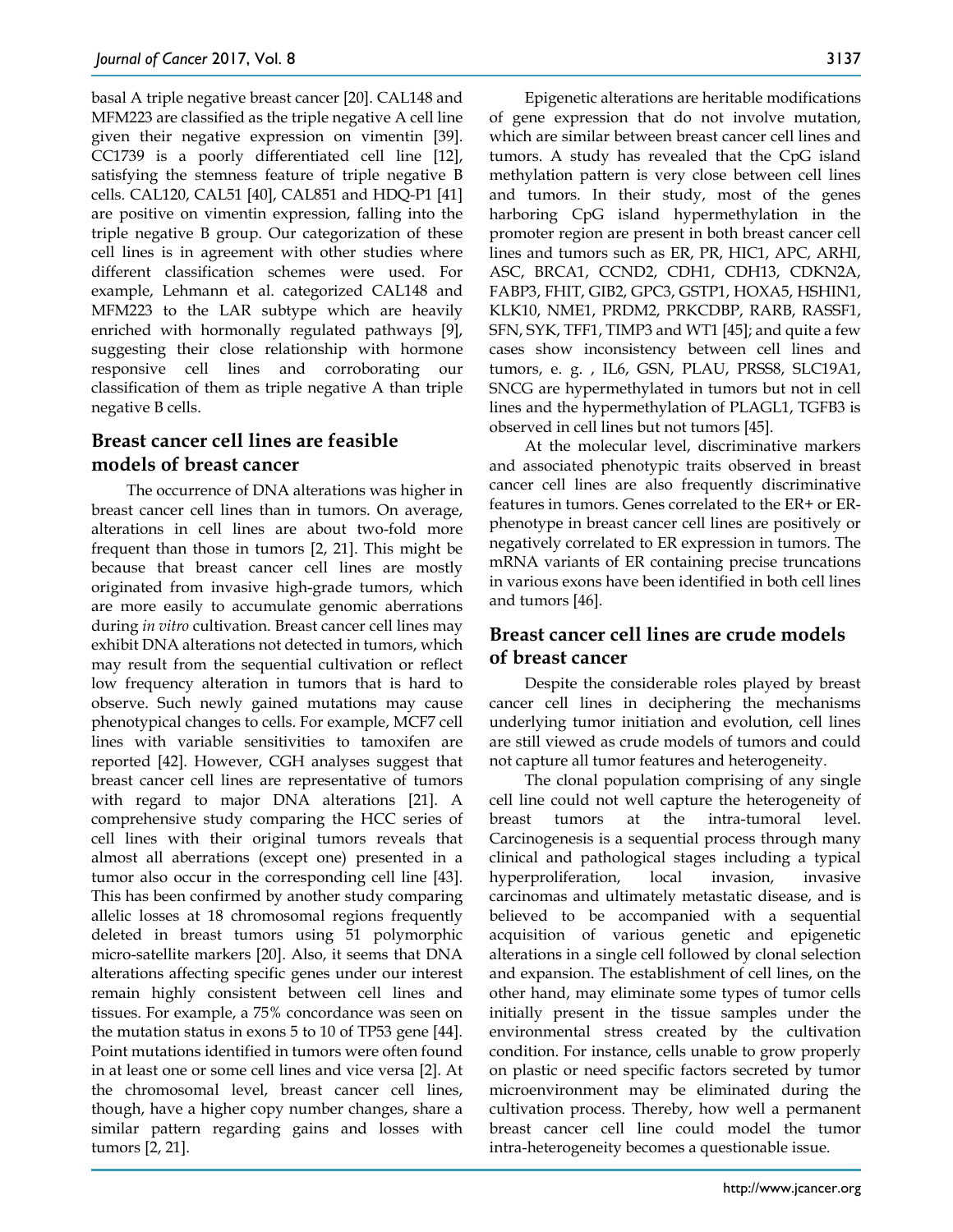basal A triple negative breast cancer [20]. CAL148 and MFM223 are classified as the triple negative A cell line given their negative expression on vimentin [39]. CC1739 is a poorly differentiated cell line [12], satisfying the stemness feature of triple negative B cells. CAL120, CAL51 [40], CAL851 and HDQ-P1 [41] are positive on vimentin expression, falling into the triple negative B group. Our categorization of these cell lines is in agreement with other studies where different classification schemes were used. For example, Lehmann et al. categorized CAL148 and MFM223 to the LAR subtype which are heavily enriched with hormonally regulated pathways [9], suggesting their close relationship with hormone responsive cell lines and corroborating our classification of them as triple negative A than triple negative B cells.

## Breast cancer cell lines are feasible models of breast cancer

The occurrence of DNA alterations was higher in breast cancer cell lines than in tumors. On average, alterations in cell lines are about two-fold more frequent than those in tumors [2, 21]. This might be because that breast cancer cell lines are mostly originated from invasive high-grade tumors, which are more easily to accumulate genomic aberrations during *in vitro* cultivation. Breast cancer cell lines may exhibit DNA alterations not detected in tumors, which may result from the sequential cultivation or reflect low frequency alteration in tumors that is hard to observe. Such newly gained mutations may cause phenotypical changes to cells. For example, MCF7 cell lines with variable sensitivities to tamoxifen are reported [42]. However, CGH analyses suggest that breast cancer cell lines are representative of tumors with regard to major DNA alterations [21]. A comprehensive study comparing the HCC series of cell lines with their original tumors reveals that almost all aberrations (except one) presented in a tumor also occur in the corresponding cell line [43]. This has been confirmed by another study comparing allelic losses at 18 chromosomal regions frequently deleted in breast tumors using 51 polymorphic micro-satellite markers [20]. Also, it seems that DNA alterations affecting specific genes under our interest remain highly consistent between cell lines and tissues. For example, a 75% concordance was seen on the mutation status in exons 5 to 10 of TP53 gene [44]. Point mutations identified in tumors were often found in at least one or some cell lines and vice versa [2]. At the chromosomal level, breast cancer cell lines, though, have a higher copy number changes, share a similar pattern regarding gains and losses with tumors [2, 21].

Epigenetic alterations are heritable modifications of gene expression that do not involve mutation, which are similar between breast cancer cell lines and tumors. A study has revealed that the CpG island methylation pattern is very close between cell lines and tumors. In their study, most of the genes harboring CpG island hypermethylation in the promoter region are present in both breast cancer cell lines and tumors such as ER, PR, HIC1, APC, ARHI, ASC, BRCA1, CCND2, CDH1, CDH13, CDKN2A, FABP3, FHIT, GIB2, GPC3, GSTP1, HOXA5, HSHIN1, KLK10, NME1, PRDM2, PRKCDBP, RARB, RASSF1, SFN, SYK, TFF1, TIMP3 and WT1 [45]; and quite a few cases show inconsistency between cell lines and tumors, e. g. , IL6, GSN, PLAU, PRSS8, SLC19A1, SNCG are hypermethylated in tumors but not in cell lines and the hypermethylation of PLAGL1, TGFB3 is observed in cell lines but not tumors [45].

At the molecular level, discriminative markers and associated phenotypic traits observed in breast cancer cell lines are also frequently discriminative features in tumors. Genes correlated to the ER+ or ER- phenotype in breast cancer cell lines are positively or negatively correlated to ER expression in tumors. The mRNA variants of ER containing precise truncations in various exons have been identified in both cell lines and tumors [46].

## Breast cancer cell lines are crude models of breast cancer

Despite the considerable roles played by breast cancer cell lines in deciphering the mechanisms underlying tumor initiation and evolution, cell lines are still viewed as crude models of tumors and could not capture all tumor features and heterogeneity.

The clonal population comprising of any single cell line could not well capture the heterogeneity of breast tumors at the intra-tumoral level. Carcinogenesis is a sequential process through many clinical and pathological stages including a typical hyperproliferation, local invasion, invasive carcinomas and ultimately metastatic disease, and is believed to be accompanied with a sequential acquisition of various genetic and epigenetic alterations in a single cell followed by clonal selection and expansion. The establishment of cell lines, on the other hand, may eliminate some types of tumor cells initially present in the tissue samples under the environmental stress created by the cultivation condition. For instance, cells unable to grow properly on plastic or need specific factors secreted by tumor microenvironment may be eliminated during the cultivation process. Thereby, how well a permanent breast cancer cell line could model the tumor intra-heterogeneity becomes a questionable issue.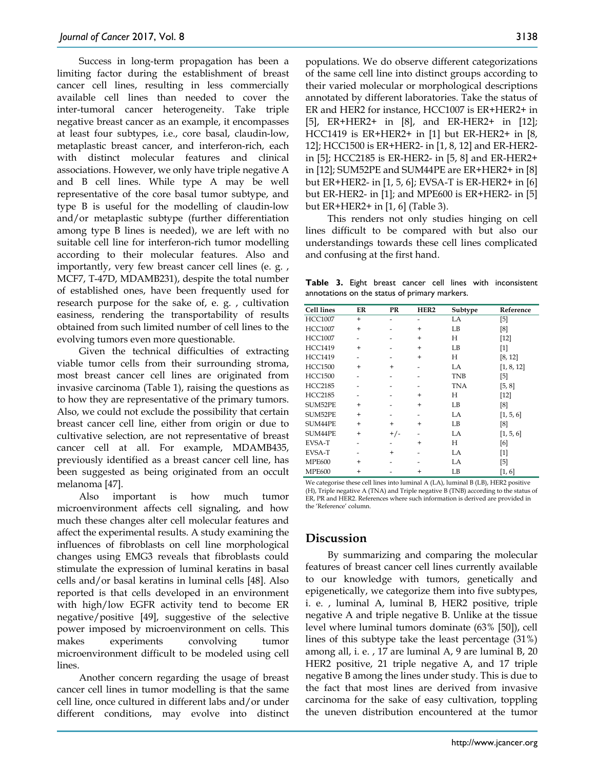Success in long-term propagation has been a limiting factor during the establishment of breast cancer cell lines, resulting in less commercially available cell lines than needed to cover the inter-tumoral cancer heterogeneity. Take triple negative breast cancer as an example, it encompasses at least four subtypes, i.e., core basal, claudin-low, metaplastic breast cancer, and interferon-rich, each with distinct molecular features and clinical associations. However, we only have triple negative A and B cell lines. While type A may be well representative of the core basal tumor subtype, and type B is useful for the modelling of claudin-low and/or metaplastic subtype (further differentiation among type B lines is needed), we are left with no suitable cell line for interferon-rich tumor modelling according to their molecular features. Also and importantly, very few breast cancer cell lines (e. g. , MCF7, T-47D, MDAMB231), despite the total number of established ones, have been frequently used for research purpose for the sake of, e. g. , cultivation easiness, rendering the transportability of results obtained from such limited number of cell lines to the evolving tumors even more questionable.

Given the technical difficulties of extracting viable tumor cells from their surrounding stroma, most breast cancer cell lines are originated from invasive carcinoma (Table 1), raising the questions as to how they are representative of the primary tumors. Also, we could not exclude the possibility that certain breast cancer cell line, either from origin or due to cultivative selection, are not representative of breast cancer cell at all. For example, MDAMB435, previously identified as a breast cancer cell line, has been suggested as being originated from an occult melanoma [47].

Also important is how much tumor microenvironment affects cell signaling, and how much these changes alter cell molecular features and affect the experimental results. A study examining the influences of fibroblasts on cell line morphological changes using EMG3 reveals that fibroblasts could stimulate the expression of luminal keratins in basal cells and/or basal keratins in luminal cells [48]. Also reported is that cells developed in an environment with high/low EGFR activity tend to become ER negative/positive [49], suggestive of the selective power imposed by microenvironment on cells. This makes experiments convolving tumor microenvironment difficult to be modeled using cell lines.

Another concern regarding the usage of breast cancer cell lines in tumor modelling is that the same cell line, once cultured in different labs and/or under different conditions, may evolve into distinct populations. We do observe different categorizations of the same cell line into distinct groups according to their varied molecular or morphological descriptions annotated by different laboratories. Take the status of ER and HER2 for instance, HCC1007 is ER+HER2+ in [5], ER+HER2+ in [8], and ER-HER2+ in [12]; HCC1419 is ER+HER2+ in [1] but ER-HER2+ in [8, 12]; HCC1500 is ER+HER2- in [1, 8, 12] and ER-HER2- in [5]; HCC2185 is ER-HER2- in [5, 8] and ER-HER2+ in [12]; SUM52PE and SUM44PE are ER+HER2+ in [8] but ER+HER2- in [1, 5, 6]; EVSA-T is ER-HER2+ in [6] but ER-HER2- in [1]; and MPE600 is ER+HER2- in [5] but ER+HER2+ in [1, 6] (Table 3).

This renders not only studies hinging on cell lines difficult to be compared with but also our understandings towards these cell lines complicated and confusing at the first hand.

**Table 3.** Eight breast cancer cell lines with inconsistent annotations on the status of primary markers.

| Cell lines | ER | PR | HER2 | Subtype | Reference |
|---|---|---|---|---|---|
| HCC1007 | + | - | - | LA | [5] |
| HCC1007 | + | - | + | LB | [8] |
| HCC1007 | - | - | + | H | [12] |
| HCC1419 | + | - | + | LB | [1] |
| HCC1419 | - | - | + | H | [8, 12] |
| HCC1500 | + | + | - | LA | [1, 8, 12] |
| HCC1500 | - | - | - | TNB | [5] |
| HCC2185 | - | - | - | TNA | [5, 8] |
| HCC2185 | - | - | + | H | [12] |
| SUM52PE | + | - | + | LB | [8] |
| SUM52PE | + | - | - | LA | [1, 5, 6] |
| SUM44PE | + | + | + | LB | [8] |
| SUM44PE | + | +/- | - | LA | [1, 5, 6] |
| EVSA-T | - | - | + | H | [6] |
| EVSA-T | - | + | - | LA | [1] |
| MPE600 | + | - | - | LA | [5] |
| MPE600 | + | - | + | LB | [1, 6] |

We categorise these cell lines into luminal A (LA), luminal B (LB), HER2 positive (H), Triple negative A (TNA) and Triple negative B (TNB) according to the status of ER, PR and HER2. References where such information is derived are provided in the 'Reference' column.

## Discussion

By summarizing and comparing the molecular features of breast cancer cell lines currently available to our knowledge with tumors, genetically and epigenetically, we categorize them into five subtypes, i. e. , luminal A, luminal B, HER2 positive, triple negative A and triple negative B. Unlike at the tissue level where luminal tumors dominate (63% [50]), cell lines of this subtype take the least percentage (31%) among all, i. e. , 17 are luminal A, 9 are luminal B, 20 HER2 positive, 21 triple negative A, and 17 triple negative B among the lines under study. This is due to the fact that most lines are derived from invasive carcinoma for the sake of easy cultivation, toppling the uneven distribution encountered at the tumor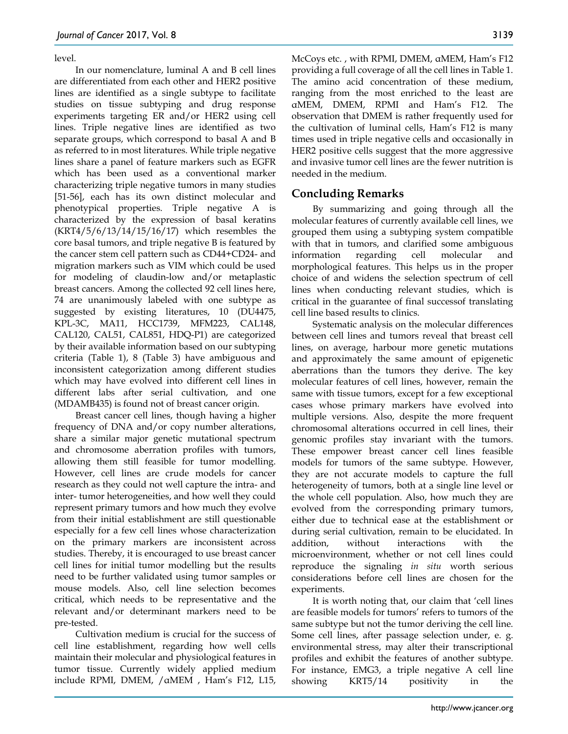level.

In our nomenclature, luminal A and B cell lines are differentiated from each other and HER2 positive lines are identified as a single subtype to facilitate studies on tissue subtyping and drug response experiments targeting ER and/or HER2 using cell lines. Triple negative lines are identified as two separate groups, which correspond to basal A and B as referred to in most literatures. While triple negative lines share a panel of feature markers such as EGFR which has been used as a conventional marker characterizing triple negative tumors in many studies [51-56], each has its own distinct molecular and phenotypical properties. Triple negative A is characterized by the expression of basal keratins (KRT4/5/6/13/14/15/16/17) which resembles the core basal tumors, and triple negative B is featured by the cancer stem cell pattern such as CD44+CD24- and migration markers such as VIM which could be used for modeling of claudin-low and/or metaplastic breast cancers. Among the collected 92 cell lines here, 74 are unanimously labeled with one subtype as suggested by existing literatures, 10 (DU4475, KPL-3C, MA11, HCC1739, MFM223, CAL148, CAL120, CAL51, CAL851, HDQ-P1) are categorized by their available information based on our subtyping criteria (Table 1), 8 (Table 3) have ambiguous and inconsistent categorization among different studies which may have evolved into different cell lines in different labs after serial cultivation, and one (MDAMB435) is found not of breast cancer origin.

Breast cancer cell lines, though having a higher frequency of DNA and/or copy number alterations, share a similar major genetic mutational spectrum and chromosome aberration profiles with tumors, allowing them still feasible for tumor modelling. However, cell lines are crude models for cancer research as they could not well capture the intra- and inter- tumor heterogeneities, and how well they could represent primary tumors and how much they evolve from their initial establishment are still questionable especially for a few cell lines whose characterization on the primary markers are inconsistent across studies. Thereby, it is encouraged to use breast cancer cell lines for initial tumor modelling but the results need to be further validated using tumor samples or mouse models. Also, cell line selection becomes critical, which needs to be representative and the relevant and/or determinant markers need to be pre-tested.

Cultivation medium is crucial for the success of cell line establishment, regarding how well cells maintain their molecular and physiological features in tumor tissue. Currently widely applied medium include RPMI, DMEM, /αMEM , Ham's F12, L15, McCoys etc. , with RPMI, DMEM, αMEM, Ham's F12 providing a full coverage of all the cell lines in Table 1. The amino acid concentration of these medium, ranging from the most enriched to the least are αMEM, DMEM, RPMI and Ham's F12. The observation that DMEM is rather frequently used for the cultivation of luminal cells, Ham's F12 is many times used in triple negative cells and occasionally in HER2 positive cells suggest that the more aggressive and invasive tumor cell lines are the fewer nutrition is needed in the medium.

## Concluding Remarks

By summarizing and going through all the molecular features of currently available cell lines, we grouped them using a subtyping system compatible with that in tumors, and clarified some ambiguous information regarding cell molecular and morphological features. This helps us in the proper choice of and widens the selection spectrum of cell lines when conducting relevant studies, which is critical in the guarantee of final successof translating cell line based results to clinics.

Systematic analysis on the molecular differences between cell lines and tumors reveal that breast cell lines, on average, harbour more genetic mutations and approximately the same amount of epigenetic aberrations than the tumors they derive. The key molecular features of cell lines, however, remain the same with tissue tumors, except for a few exceptional cases whose primary markers have evolved into multiple versions. Also, despite the more frequent chromosomal alterations occurred in cell lines, their genomic profiles stay invariant with the tumors. These empower breast cancer cell lines feasible models for tumors of the same subtype. However, they are not accurate models to capture the full heterogeneity of tumors, both at a single line level or the whole cell population. Also, how much they are evolved from the corresponding primary tumors, either due to technical ease at the establishment or during serial cultivation, remain to be elucidated. In addition, without interactions with the microenvironment, whether or not cell lines could reproduce the signaling *in situ* worth serious considerations before cell lines are chosen for the experiments.

It is worth noting that, our claim that 'cell lines are feasible models for tumors' refers to tumors of the same subtype but not the tumor deriving the cell line. Some cell lines, after passage selection under, e. g. environmental stress, may alter their transcriptional profiles and exhibit the features of another subtype. For instance, EMG3, a triple negative A cell line showing KRT5/14 positivity in the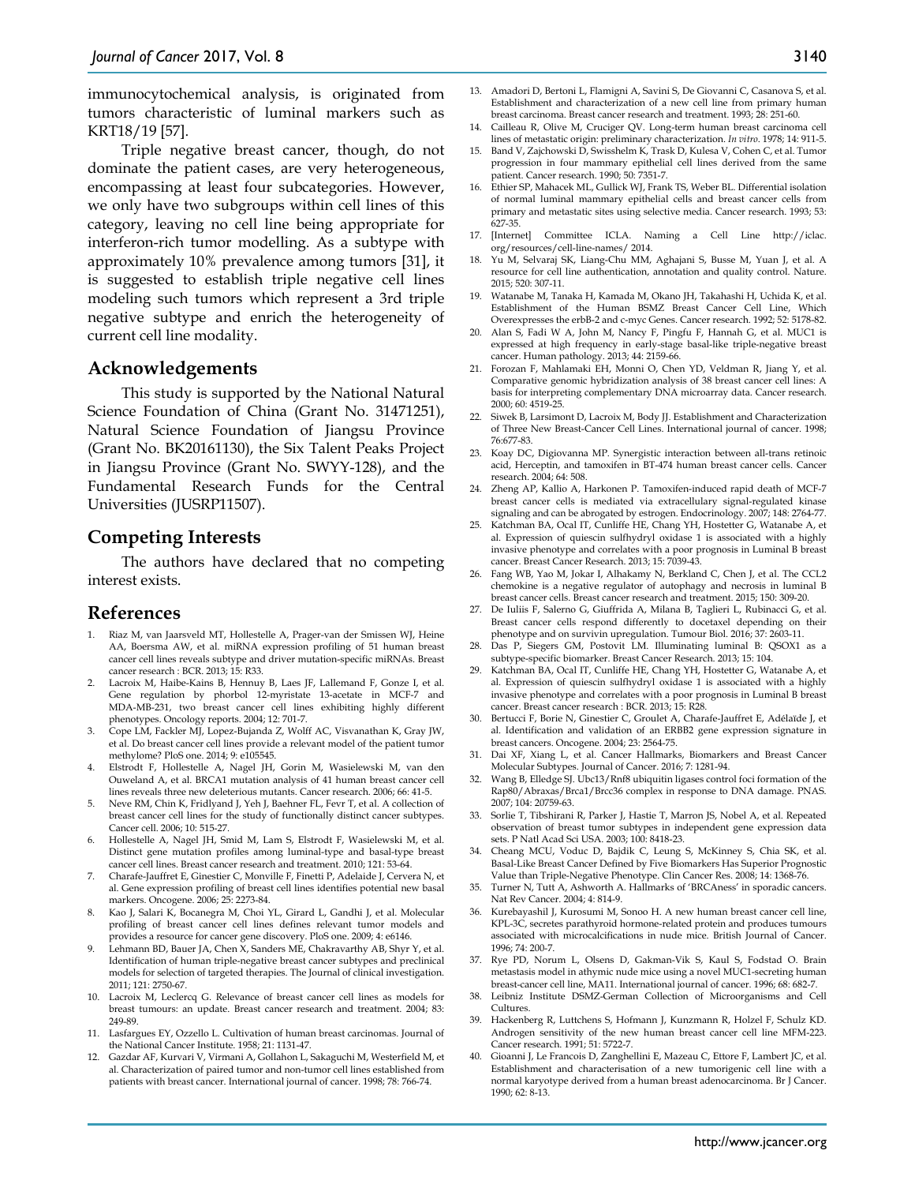immunocytochemical analysis, is originated from tumors characteristic of luminal markers such as KRT18/19 [57].

Triple negative breast cancer, though, do not dominate the patient cases, are very heterogeneous, encompassing at least four subcategories. However, we only have two subgroups within cell lines of this category, leaving no cell line being appropriate for interferon-rich tumor modelling. As a subtype with approximately 10% prevalence among tumors [31], it is suggested to establish triple negative cell lines modeling such tumors which represent a 3rd triple negative subtype and enrich the heterogeneity of current cell line modality.

## Acknowledgements

This study is supported by the National Natural Science Foundation of China (Grant No. 31471251), Natural Science Foundation of Jiangsu Province (Grant No. BK20161130), the Six Talent Peaks Project in Jiangsu Province (Grant No. SWYY-128), and the Fundamental Research Funds for the Central Universities (JUSRP11507).

## Competing Interests

The authors have declared that no competing interest exists.

## References

1. Riaz M, van Jaarsveld MT, Hollestelle A, Prager-van der Smissen WJ, Heine AA, Boersma AW, et al. miRNA expression profiling of 51 human breast cancer cell lines reveals subtype and driver mutation-specific miRNAs. Breast cancer research : BCR. 2013; 15: R33.
2. Lacroix M, Haibe-Kains B, Hennuy B, Laes JF, Lallemand F, Gonze I, et al. Gene regulation by phorbol 12-myristate 13-acetate in MCF-7 and MDA-MB-231, two breast cancer cell lines exhibiting highly different phenotypes. Oncology reports. 2004; 12: 701-7.
3. Cope LM, Fackler MJ, Lopez-Bujanda Z, Wolff AC, Visvanathan K, Gray JW, et al. Do breast cancer cell lines provide a relevant model of the patient tumor methylome? PloS one. 2014; 9: e105545.
4. Elstrodt F, Hollestelle A, Nagel JH, Gorin M, Wasielewski M, van den Ouweland A, et al. BRCA1 mutation analysis of 41 human breast cancer cell lines reveals three new deleterious mutants. Cancer research. 2006; 66: 41-5.
5. Neve RM, Chin K, Fridlyand J, Yeh J, Baehner FL, Fevr T, et al. A collection of breast cancer cell lines for the study of functionally distinct cancer subtypes. Cancer cell. 2006; 10: 515-27.
6. Hollestelle A, Nagel JH, Smid M, Lam S, Elstrodt F, Wasielewski M, et al. Distinct gene mutation profiles among luminal-type and basal-type breast cancer cell lines. Breast cancer research and treatment. 2010; 121: 53-64.
7. Charafe-Jauffret E, Ginestier C, Monville F, Finetti P, Adelaide J, Cervera N, et al. Gene expression profiling of breast cell lines identifies potential new basal markers. Oncogene. 2006; 25: 2273-84.
8. Kao J, Salari K, Bocanegra M, Choi YL, Girard L, Gandhi J, et al. Molecular profiling of breast cancer cell lines defines relevant tumor models and provides a resource for cancer gene discovery. PloS one. 2009; 4: e6146.
9. Lehmann BD, Bauer JA, Chen X, Sanders ME, Chakravarthy AB, Shyr Y, et al. Identification of human triple-negative breast cancer subtypes and preclinical models for selection of targeted therapies. The Journal of clinical investigation. 2011; 121: 2750-67.
10. Lacroix M, Leclercq G. Relevance of breast cancer cell lines as models for breast tumours: an update. Breast cancer research and treatment. 2004; 83: 249-89.
11. Lasfargues EY, Ozzello L. Cultivation of human breast carcinomas. Journal of the National Cancer Institute. 1958; 21: 1131-47.
12. Gazdar AF, Kurvari V, Virmani A, Gollahon L, Sakaguchi M, Westerfield M, et al. Characterization of paired tumor and non-tumor cell lines established from patients with breast cancer. International journal of cancer. 1998; 78: 766-74.
13. Amadori D, Bertoni L, Flamigni A, Savini S, De Giovanni C, Casanova S, et al. Establishment and characterization of a new cell line from primary human breast carcinoma. Breast cancer research and treatment. 1993; 28: 251-60.
14. Cailleau R, Olive M, Cruciger QV. Long-term human breast carcinoma cell lines of metastatic origin: preliminary characterization. *In vitro*. 1978; 14: 911-5.
15. Band V, Zajchowski D, Swisshelm K, Trask D, Kulesa V, Cohen C, et al. Tumor progression in four mammary epithelial cell lines derived from the same patient. Cancer research. 1990; 50: 7351-7.
16. Ethier SP, Mahacek ML, Gullick WJ, Frank TS, Weber BL. Differential isolation of normal luminal mammary epithelial cells and breast cancer cells from primary and metastatic sites using selective media. Cancer research. 1993; 53: 627-35.
17. [Internet] Committee ICLA. Naming a Cell Line http://iclac.org/resources/cell-line-names/ 2014.
18. Yu M, Selvaraj SK, Liang-Chu MM, Aghajani S, Busse M, Yuan J, et al. A resource for cell line authentication, annotation and quality control. Nature. 2015; 520: 307-11.
19. Watanabe M, Tanaka H, Kamada M, Okano JH, Takahashi H, Uchida K, et al. Establishment of the Human BSMZ Breast Cancer Cell Line, Which Overexpresses the erbB-2 and c-myc Genes. Cancer research. 1992; 52: 5178-82.
20. Alan S, Fadi W A, John M, Nancy F, Pingfu F, Hannah G, et al. MUC1 is expressed at high frequency in early-stage basal-like triple-negative breast cancer. Human pathology. 2013; 44: 2159-66.
21. Forozan F, Mahlamaki EH, Monni O, Chen YD, Veldman R, Jiang Y, et al. Comparative genomic hybridization analysis of 38 breast cancer cell lines: A basis for interpreting complementary DNA microarray data. Cancer research. 2000; 60: 4519-25.
22. Siwek B, Larsimont D, Lacroix M, Body JJ. Establishment and Characterization of Three New Breast-Cancer Cell Lines. International journal of cancer. 1998; 76:677-83.
23. Koay DC, Digiovanna MP. Synergistic interaction between all-trans retinoic acid, Herceptin, and tamoxifen in BT-474 human breast cancer cells. Cancer research. 2004; 64: 508.
24. Zheng AP, Kallio A, Harkonen P. Tamoxifen-induced rapid death of MCF-7 breast cancer cells is mediated via extracellularly signal-regulated kinase signaling and can be abrogated by estrogen. Endocrinology. 2007; 148: 2764-77.
25. Katchman BA, Ocal IT, Cunliffe HE, Chang YH, Hostetter G, Watanabe A, et al. Expression of quiescin sulfhydryl oxidase 1 is associated with a highly invasive phenotype and correlates with a poor prognosis in Luminal B breast cancer. Breast Cancer Research. 2013; 15: 7039-43.
26. Fang WB, Yao M, Jokar I, Alhakamy N, Berkland C, Chen J, et al. The CCL2 chemokine is a negative regulator of autophagy and necrosis in luminal B breast cancer cells. Breast cancer research and treatment. 2015; 150: 309-20.
27. De Iuliis F, Salerno G, Giuffrida A, Milana B, Taglieri L, Rubinacci G, et al. Breast cancer cells respond differently to docetaxel depending on their phenotype and on survivin upregulation. Tumour Biol. 2016; 37: 2603-11.
28. Das P, Siegers GM, Postovit LM. Illuminating luminal B: QSOX1 as a subtype-specific biomarker. Breast Cancer Research. 2013; 15: 104.
29. Katchman BA, Ocal IT, Cunliffe HE, Chang YH, Hostetter G, Watanabe A, et al. Expression of quiescin sulfhydryl oxidase 1 is associated with a highly invasive phenotype and correlates with a poor prognosis in Luminal B breast cancer. Breast cancer research : BCR. 2013; 15: R28.
30. Bertucci F, Borie N, Ginestier C, Groulet A, Charafe-Jauffret E, Adélaïde J, et al. Identification and validation of an ERBB2 gene expression signature in breast cancers. Oncogene. 2004; 23: 2564-75.
31. Dai XF, Xiang L, et al. Cancer Hallmarks, Biomarkers and Breast Cancer Molecular Subtypes. Journal of Cancer. 2016; 7: 1281-94.
32. Wang B, Elledge SJ. Ubc13/Rnf8 ubiquitin ligases control foci formation of the Rap80/Abraxas/Brca1/Brcc36 complex in response to DNA damage. PNAS. 2007; 104: 20759-63.
33. Sorlie T, Tibshirani R, Parker J, Hastie T, Marron JS, Nobel A, et al. Repeated observation of breast tumor subtypes in independent gene expression data sets. P Natl Acad Sci USA. 2003; 100: 8418-23.
34. Cheang MCU, Voduc D, Bajdik C, Leung S, McKinney S, Chia SK, et al. Basal-Like Breast Cancer Defined by Five Biomarkers Has Superior Prognostic Value than Triple-Negative Phenotype. Clin Cancer Res. 2008; 14: 1368-76.
35. Turner N, Tutt A, Ashworth A. Hallmarks of 'BRCAness' in sporadic cancers. Nat Rev Cancer. 2004; 4: 814-9.
36. Kurebayashil J, Kurosumi M, Sonoo H. A new human breast cancer cell line, KPL-3C, secretes parathyroid hormone-related protein and produces tumours associated with microcalcifications in nude mice. British Journal of Cancer. 1996; 74: 200-7.
37. Rye PD, Norum L, Olsens D, Gakman-Vik S, Kaul S, Fodstad O. Brain metastasis model in athymic nude mice using a novel MUC1-secreting human breast-cancer cell line, MA11. International journal of cancer. 1996; 68: 682-7.
38. Leibniz Institute DSMZ-German Collection of Microorganisms and Cell Cultures.
39. Hackenberg R, Luttchens S, Hofmann J, Kunzmann R, Holzel F, Schulz KD. Androgen sensitivity of the new human breast cancer cell line MFM-223. Cancer research. 1991; 51: 5722-7.
40. Gioanni J, Le Francois D, Zanghellini E, Mazeau C, Ettore F, Lambert JC, et al. Establishment and characterisation of a new tumorigenic cell line with a normal karyotype derived from a human breast adenocarcinoma. Br J Cancer. 1990; 62: 8-13.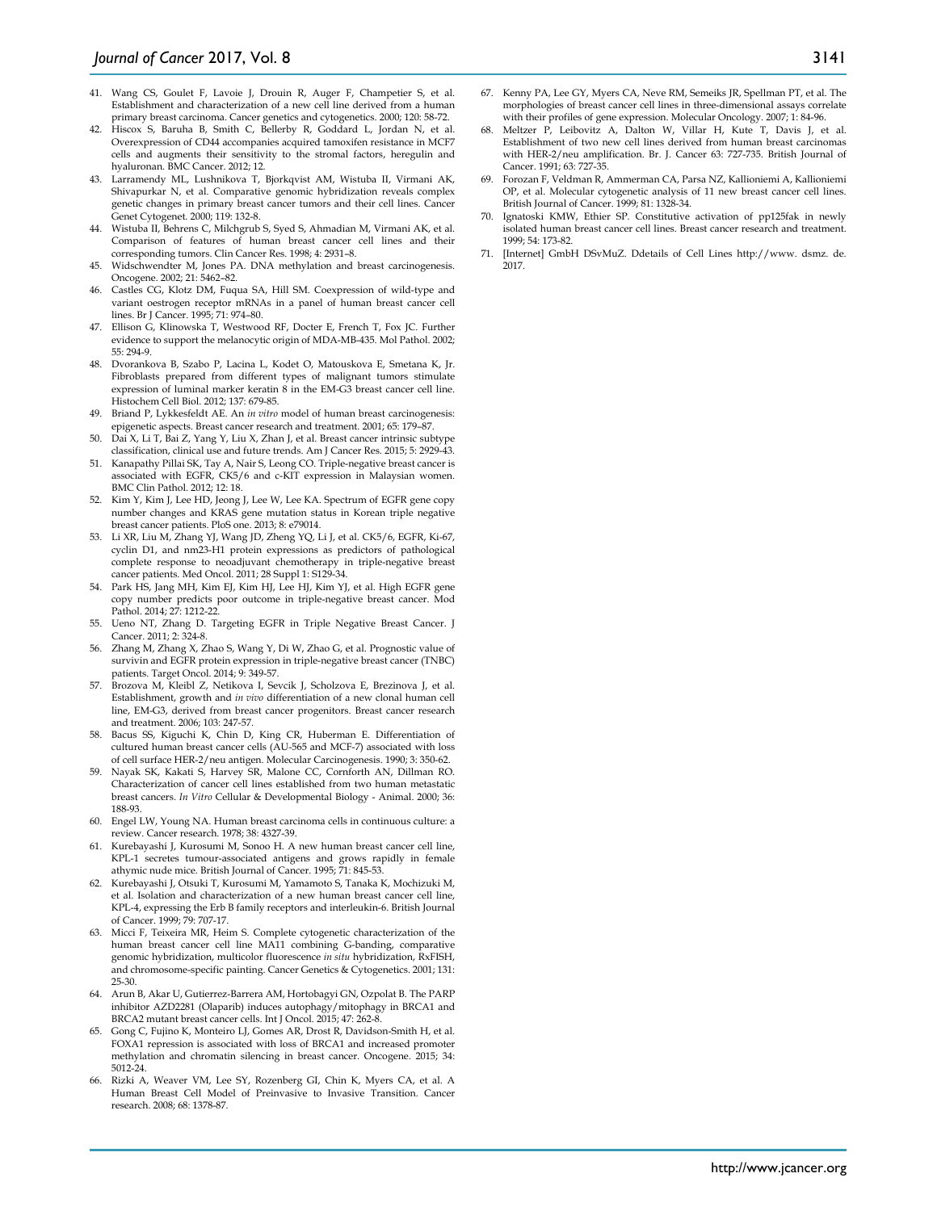41. Wang CS, Goulet F, Lavoie J, Drouin R, Auger F, Champetier S, et al. Establishment and characterization of a new cell line derived from a human primary breast carcinoma. Cancer genetics and cytogenetics. 2000; 120: 58-72.
42. Hiscox S, Baruha B, Smith C, Bellerby R, Goddard L, Jordan N, et al. Overexpression of CD44 accompanies acquired tamoxifen resistance in MCF7 cells and augments their sensitivity to the stromal factors, heregulin and hyaluronan. BMC Cancer. 2012; 12.
43. Larramendy ML, Lushnikova T, Bjorkqvist AM, Wistuba II, Virmani AK, Shivapurkar N, et al. Comparative genomic hybridization reveals complex genetic changes in primary breast cancer tumors and their cell lines. Cancer Genet Cytogenet. 2000; 119: 132-8.
44. Wistuba II, Behrens C, Milchgrub S, Syed S, Ahmadian M, Virmani AK, et al. Comparison of features of human breast cancer cell lines and their corresponding tumors. Clin Cancer Res. 1998; 4: 2931–8.
45. Widschwendter M, Jones PA. DNA methylation and breast carcinogenesis. Oncogene. 2002; 21: 5462–82.
46. Castles CG, Klotz DM, Fuqua SA, Hill SM. Coexpression of wild-type and variant oestrogen receptor mRNAs in a panel of human breast cancer cell lines. Br J Cancer. 1995; 71: 974–80.
47. Ellison G, Klinowska T, Westwood RF, Docter E, French T, Fox JC. Further evidence to support the melanocytic origin of MDA-MB-435. Mol Pathol. 2002; 55: 294-9.
48. Dvorankova B, Szabo P, Lacina L, Kodet O, Matouskova E, Smetana K, Jr. Fibroblasts prepared from different types of malignant tumors stimulate expression of luminal marker keratin 8 in the EM-G3 breast cancer cell line. Histochem Cell Biol. 2012; 137: 679-85.
49. Briand P, Lykkesfeldt AE. An *in vitro* model of human breast carcinogenesis: epigenetic aspects. Breast cancer research and treatment. 2001; 65: 179–87.
50. Dai X, Li T, Bai Z, Yang Y, Liu X, Zhan J, et al. Breast cancer intrinsic subtype classification, clinical use and future trends. Am J Cancer Res. 2015; 5: 2929-43.
51. Kanapathy Pillai SK, Tay A, Nair S, Leong CO. Triple-negative breast cancer is associated with EGFR, CK5/6 and c-KIT expression in Malaysian women. BMC Clin Pathol. 2012; 12: 18.
52. Kim Y, Kim J, Lee HD, Jeong J, Lee W, Lee KA. Spectrum of EGFR gene copy number changes and KRAS gene mutation status in Korean triple negative breast cancer patients. PloS one. 2013; 8: e79014.
53. Li XR, Liu M, Zhang YJ, Wang JD, Zheng YQ, Li J, et al. CK5/6, EGFR, Ki-67, cyclin D1, and nm23-H1 protein expressions as predictors of pathological complete response to neoadjuvant chemotherapy in triple-negative breast cancer patients. Med Oncol. 2011; 28 Suppl 1: S129-34.
54. Park HS, Jang MH, Kim EJ, Kim HJ, Lee HJ, Kim YJ, et al. High EGFR gene copy number predicts poor outcome in triple-negative breast cancer. Mod Pathol. 2014; 27: 1212-22.
55. Ueno NT, Zhang D. Targeting EGFR in Triple Negative Breast Cancer. J Cancer. 2011; 2: 324-8.
56. Zhang M, Zhang X, Zhao S, Wang Y, Di W, Zhao G, et al. Prognostic value of survivin and EGFR protein expression in triple-negative breast cancer (TNBC) patients. Target Oncol. 2014; 9: 349-57.
57. Brozova M, Kleibl Z, Netikova I, Sevcik J, Scholzova E, Brezinova J, et al. Establishment, growth and *in vivo* differentiation of a new clonal human cell line, EM-G3, derived from breast cancer progenitors. Breast cancer research and treatment. 2006; 103: 247-57.
58. Bacus SS, Kiguchi K, Chin D, King CR, Huberman E. Differentiation of cultured human breast cancer cells (AU-565 and MCF-7) associated with loss of cell surface HER-2/neu antigen. Molecular Carcinogenesis. 1990; 3: 350-62.
59. Nayak SK, Kakati S, Harvey SR, Malone CC, Cornforth AN, Dillman RO. Characterization of cancer cell lines established from two human metastatic breast cancers. *In Vitro* Cellular & Developmental Biology - Animal. 2000; 36: 188-93.
60. Engel LW, Young NA. Human breast carcinoma cells in continuous culture: a review. Cancer research. 1978; 38: 4327-39.
61. Kurebayashi J, Kurosumi M, Sonoo H. A new human breast cancer cell line, KPL-1 secretes tumour-associated antigens and grows rapidly in female athymic nude mice. British Journal of Cancer. 1995; 71: 845-53.
62. Kurebayashi J, Otsuki T, Kurosumi M, Yamamoto S, Tanaka K, Mochizuki M, et al. Isolation and characterization of a new human breast cancer cell line, KPL-4, expressing the Erb B family receptors and interleukin-6. British Journal of Cancer. 1999; 79: 707-17.
63. Micci F, Teixeira MR, Heim S. Complete cytogenetic characterization of the human breast cancer cell line MA11 combining G-banding, comparative genomic hybridization, multicolor fluorescence *in situ* hybridization, RxFISH, and chromosome-specific painting. Cancer Genetics & Cytogenetics. 2001; 131: 25-30.
64. Arun B, Akar U, Gutierrez-Barrera AM, Hortobagyi GN, Ozpolat B. The PARP inhibitor AZD2281 (Olaparib) induces autophagy/mitophagy in BRCA1 and BRCA2 mutant breast cancer cells. Int J Oncol. 2015; 47: 262-8.
65. Gong C, Fujino K, Monteiro LJ, Gomes AR, Drost R, Davidson-Smith H, et al. FOXA1 repression is associated with loss of BRCA1 and increased promoter methylation and chromatin silencing in breast cancer. Oncogene. 2015; 34: 5012-24.
66. Rizki A, Weaver VM, Lee SY, Rozenberg GI, Chin K, Myers CA, et al. A Human Breast Cell Model of Preinvasive to Invasive Transition. Cancer research. 2008; 68: 1378-87.
67. Kenny PA, Lee GY, Myers CA, Neve RM, Semeiks JR, Spellman PT, et al. The morphologies of breast cancer cell lines in three-dimensional assays correlate with their profiles of gene expression. Molecular Oncology. 2007; 1: 84-96.
68. Meltzer P, Leibovitz A, Dalton W, Villar H, Kute T, Davis J, et al. Establishment of two new cell lines derived from human breast carcinomas with HER-2/neu amplification. Br. J. Cancer 63: 727-735. British Journal of Cancer. 1991; 63: 727-35.
69. Forozan F, Veldman R, Ammerman CA, Parsa NZ, Kallioniemi A, Kallioniemi OP, et al. Molecular cytogenetic analysis of 11 new breast cancer cell lines. British Journal of Cancer. 1999; 81: 1328-34.
70. Ignatoski KMW, Ethier SP. Constitutive activation of pp125fak in newly isolated human breast cancer cell lines. Breast cancer research and treatment. 1999; 54: 173-82.
71. [Internet] GmbH DSvMuZ. Ddetails of Cell Lines http://www. dsmz. de. 2017.